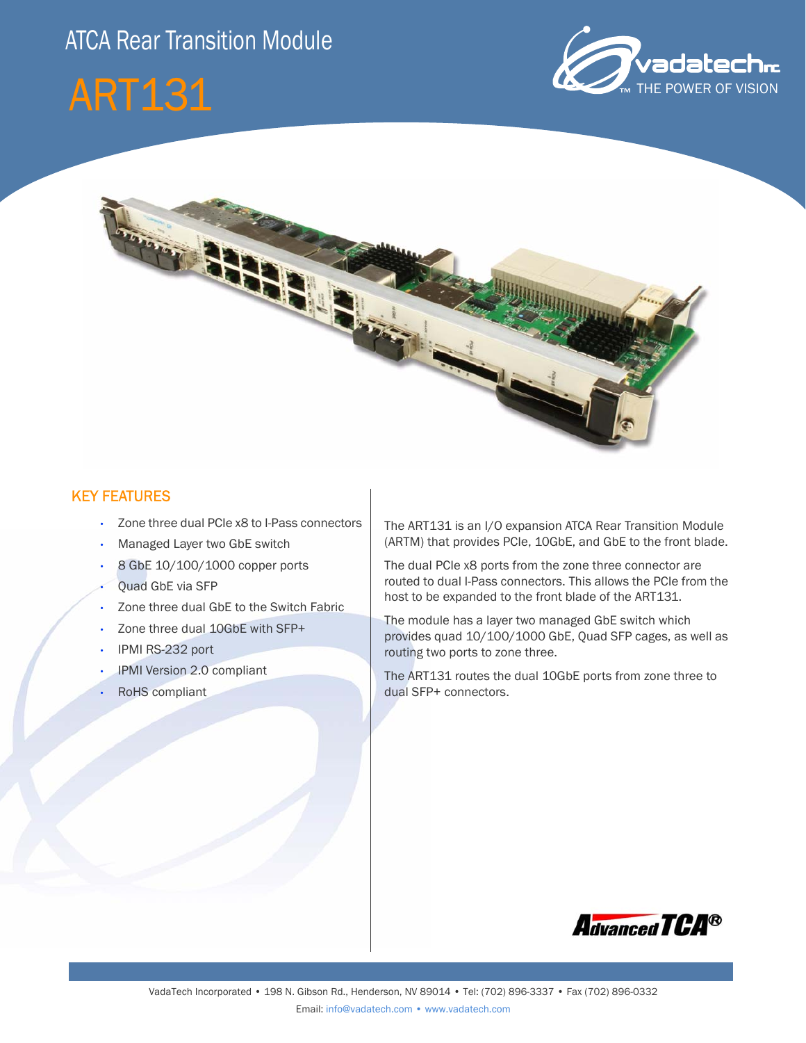# ATCA Rear Transition Module

# ART131

## KEY FEATURES

- Zone three dual PCIe x8 to I-Pass connectors
- Managed Layer two GbE switch
- 8 GbE 10/100/1000 copper ports
- Quad GbE via SFP
- Zone three dual GbE to the Switch Fabric
- Zone three dual 10GbE with SFP+
- IPMI RS-232 port
- IPMI Version 2.0 compliant
- RoHS compliant

The ART131 is an I/O expansion ATCA Rear Transition Module (ARTM) that provides PCIe, 10GbE, and GbE to the front blade.

The dual PCIe x8 ports from the zone three connector are routed to dual I-Pass connectors. This allows the PCIe from the host to be expanded to the front blade of the ART131.

The module has a layer two managed GbE switch which provides quad 10/100/1000 GbE, Quad SFP cages, as well as routing two ports to zone three.

The ART131 routes the dual 10GbE ports from zone three to dual SFP+ connectors.

VadaTech Incorporated • 198 N. Gibson Rd., Henderson, NV 89014 • Tel: (702) 896-3337 • Fax (702) 896-0332
Email: info@vadatech.com • www.vadatech.com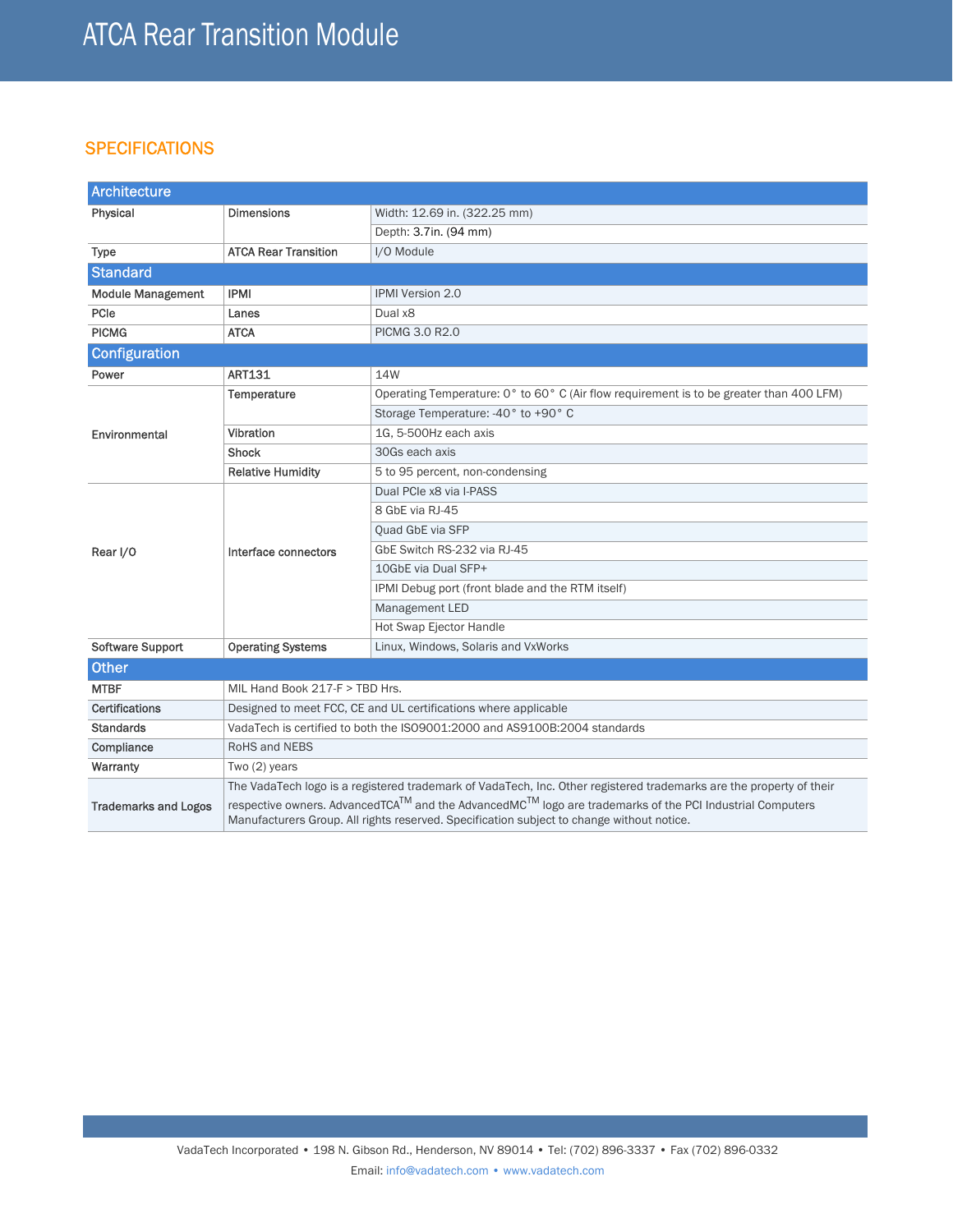## SPECIFICATIONS

| Architecture | | |
|---|---|---|
| Physical | Dimensions | Width: 12.69 in. (322.25 mm) |
| | | Depth: 3.7in. (94 mm) |
| Type | ATCA Rear Transition | I/O Module |
| **Standard** | | |
| Module Management | IPMI | IPMI Version 2.0 |
| PCIe | Lanes | Dual x8 |
| PICMG | ATCA | PICMG 3.0 R2.0 |
| **Configuration** | | |
| Power | ART131 | 14W |
| Environmental | Temperature | Operating Temperature: 0° to 60° C (Air flow requirement is to be greater than 400 LFM) |
| | | Storage Temperature: -40° to +90° C |
| | Vibration | 1G, 5-500Hz each axis |
| | Shock | 30Gs each axis |
| | Relative Humidity | 5 to 95 percent, non-condensing |
| Rear I/O | Interface connectors | Dual PCIe x8 via I-PASS |
| | | 8 GbE via RJ-45 |
| | | Quad GbE via SFP |
| | | GbE Switch RS-232 via RJ-45 |
| | | 10GbE via Dual SFP+ |
| | | IPMI Debug port (front blade and the RTM itself) |
| | | Management LED |
| | | Hot Swap Ejector Handle |
| Software Support | Operating Systems | Linux, Windows, Solaris and VxWorks |
| **Other** | | |
| MTBF | MIL Hand Book 217-F > TBD Hrs. | |
| Certifications | Designed to meet FCC, CE and UL certifications where applicable | |
| Standards | VadaTech is certified to both the ISO9001:2000 and AS9100B:2004 standards | |
| Compliance | RoHS and NEBS | |
| Warranty | Two (2) years | |
| Trademarks and Logos | The VadaTech logo is a registered trademark of VadaTech, Inc. Other registered trademarks are the property of their respective owners. AdvancedTCA™ and the AdvancedMC™ logo are trademarks of the PCI Industrial Computers Manufacturers Group. All rights reserved. Specification subject to change without notice. | |

VadaTech Incorporated • 198 N. Gibson Rd., Henderson, NV 89014 • Tel: (702) 896-3337 • Fax (702) 896-0332

Email: info@vadatech.com • www.vadatech.com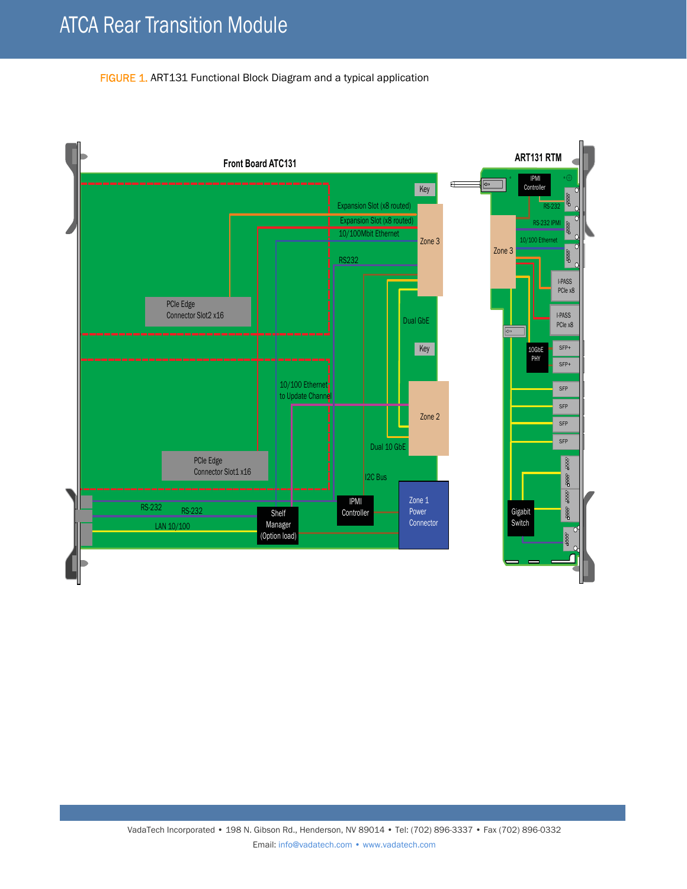FIGURE 1. ART131 Functional Block Diagram and a typical application

Front Board ATC131

Key

Expansion Slot (x8 routed)

Expansion Slot (x8 routed)

10/100Mbit Ethernet

Zone 3

RS232

PCIe Edge Connector Slot2 x16

Dual GbE

Key

10/100 Ethernet to Update Channel

Zone 2

Dual 10 GbE

PCIe Edge Connector Slot1 x16

I2C Bus

IPMI Controller

Zone 1 Power Connector

RS-232

RS-232

LAN 10/100

Shelf Manager (Option load)

ART131 RTM

IPMI Controller

RS-232

RS-232 IPMI

10/100 Ethernet

Zone 3

I-PASS PCIe x8

I-PASS PCIe x8

10GbE PHY

SFP+

SFP+

SFP

SFP

SFP

SFP

Gigabit Switch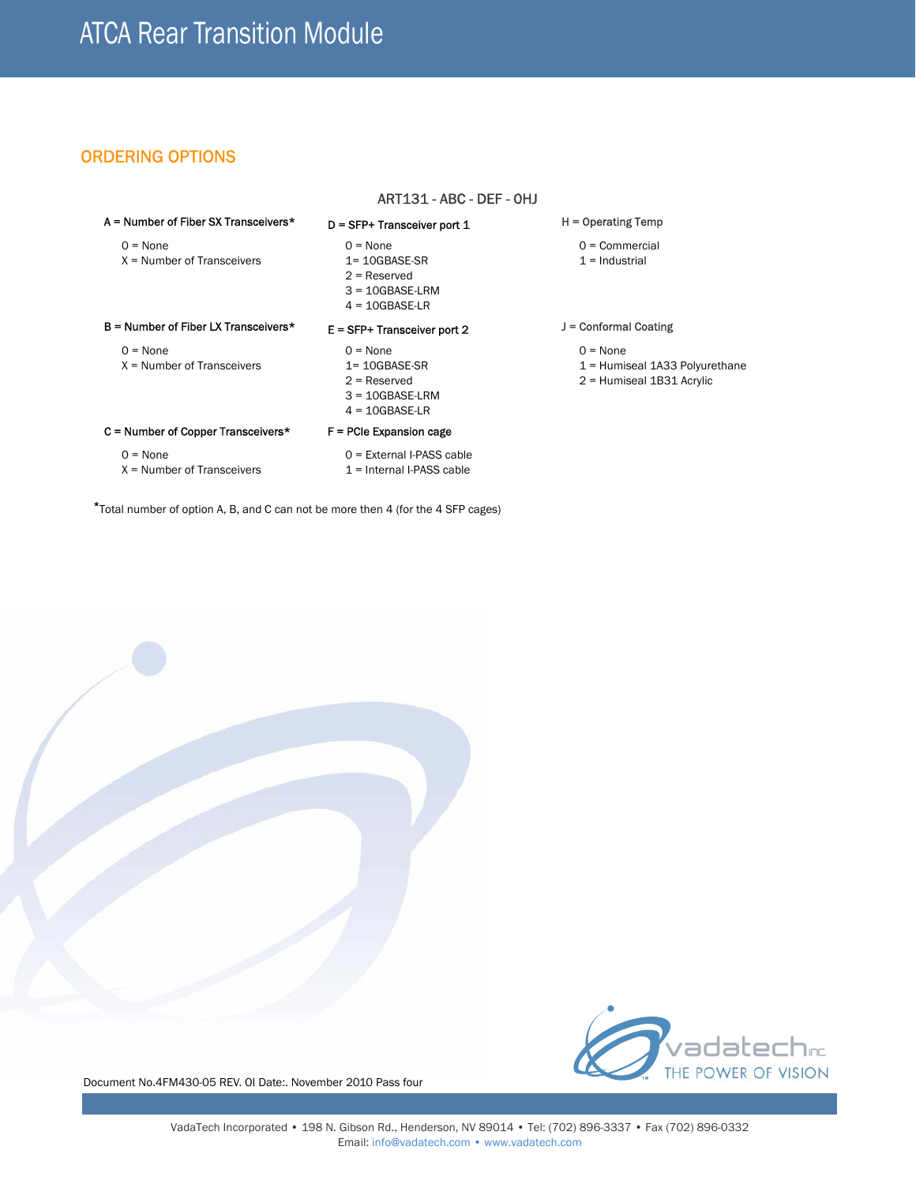## ORDERING OPTIONS

ART131 - ABC - DEF - 0HJ

**A = Number of Fiber SX Transceivers***

- 0 = None
- X = Number of Transceivers

**B = Number of Fiber LX Transceivers***

- 0 = None
- X = Number of Transceivers

**C = Number of Copper Transceivers***

- 0 = None
- X = Number of Transceivers

**D = SFP+ Transceiver port 1**

- 0 = None
- 1= 10GBASE-SR
- 2 = Reserved
- 3 = 10GBASE-LRM
- 4 = 10GBASE-LR

**E = SFP+ Transceiver port 2**

- 0 = None
- 1= 10GBASE-SR
- 2 = Reserved
- 3 = 10GBASE-LRM
- 4 = 10GBASE-LR

**F = PCIe Expansion cage**

- 0 = External I-PASS cable
- 1 = Internal I-PASS cable

**H = Operating Temp**

- 0 = Commercial
- 1 = Industrial

**J = Conformal Coating**

- 0 = None
- 1 = Humiseal 1A33 Polyurethane
- 2 = Humiseal 1B31 Acrylic

*Total number of option A, B, and C can not be more then 4 (for the 4 SFP cages)

Document No.4FM430-05 REV. OI Date:. November 2010 Pass four

VadaTech Incorporated • 198 N. Gibson Rd., Henderson, NV 89014 • Tel: (702) 896-3337 • Fax (702) 896-0332
Email: info@vadatech.com • www.vadatech.com